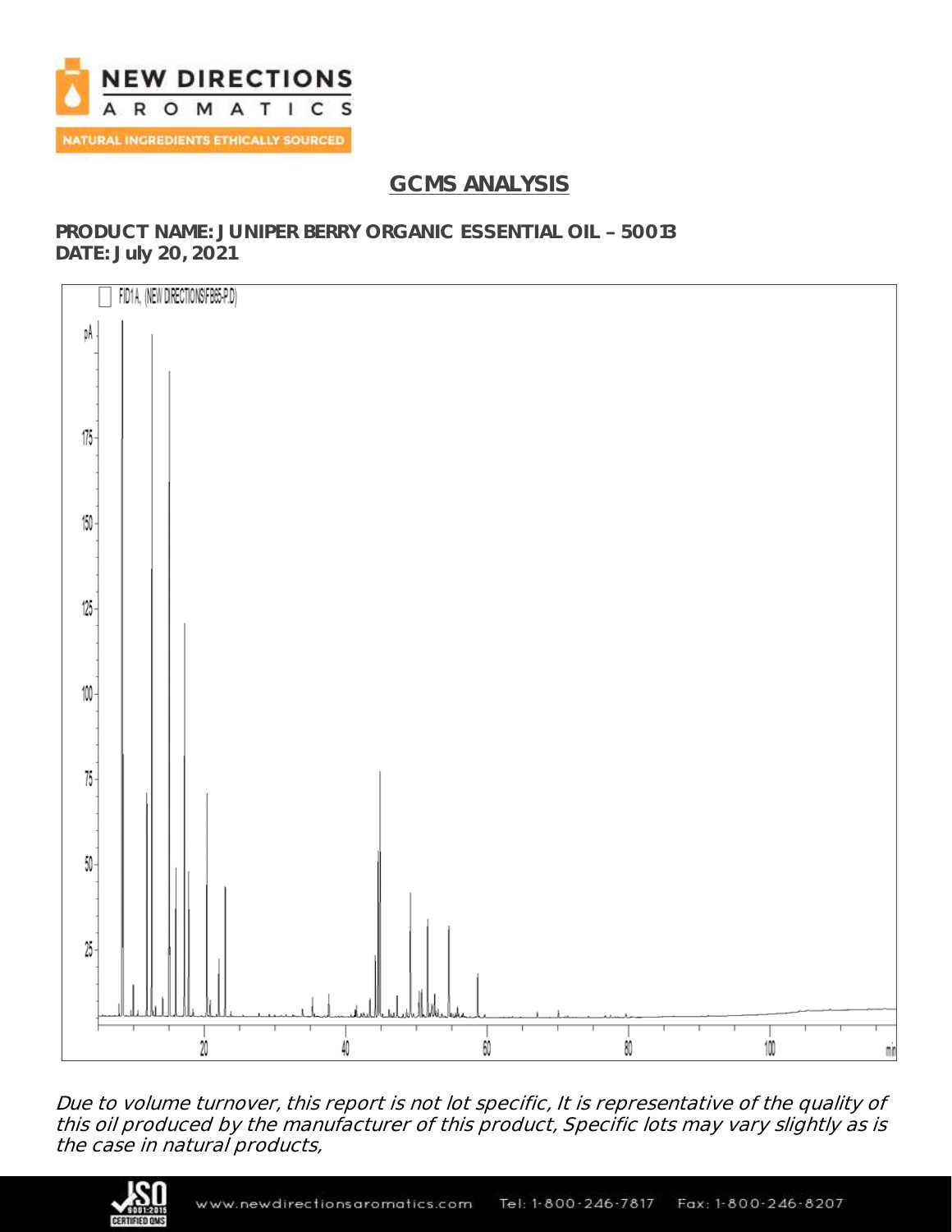NEW DIRECTIONS
AROMATICS
NATURAL INGREDIENTS ETHICALLY SOURCED

# GCMS ANALYSIS

**PRODUCT NAME: JUNIPER BERRY ORGANIC ESSENTIAL OIL – 50013**
**DATE: July 20, 2021**

*Due to volume turnover, this report is not lot specific, It is representative of the quality of this oil produced by the manufacturer of this product, Specific lots may vary slightly as is the case in natural products,*

www.newdirectionsaromatics.com Tel: 1-800-246-7817 Fax: 1-800-246-8207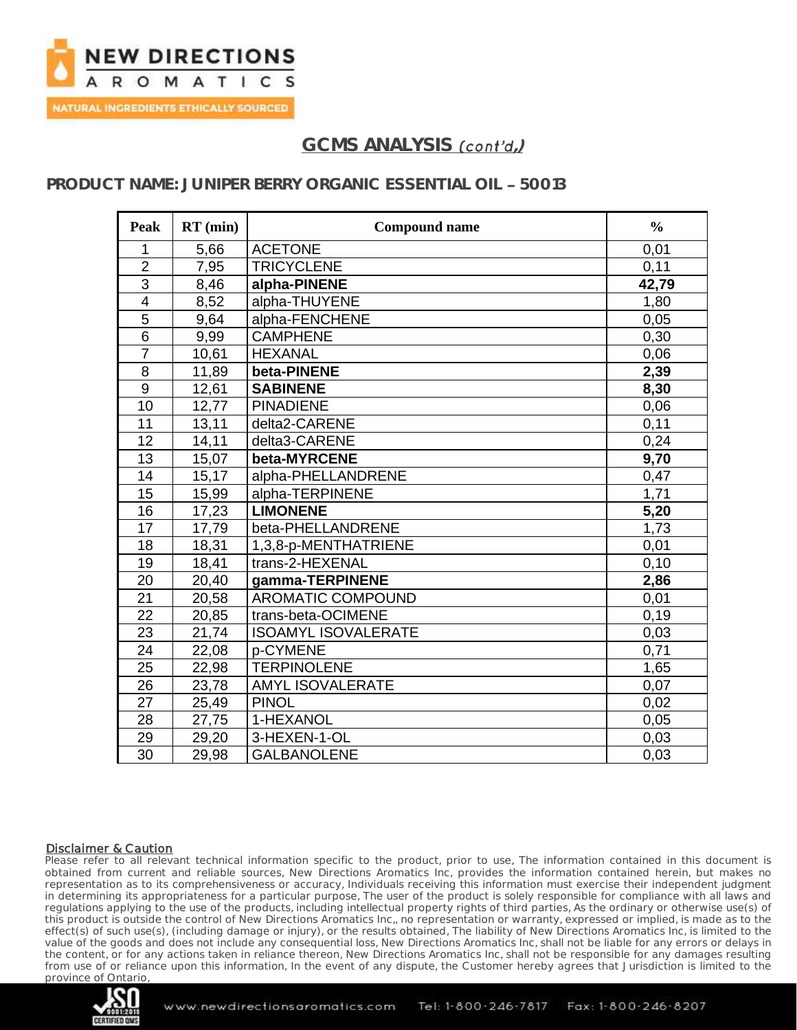## GCMS ANALYSIS *(cont'd.)*

### PRODUCT NAME: JUNIPER BERRY ORGANIC ESSENTIAL OIL – 50013

| Peak | RT (min) | Compound name | % |
|---|---|---|---|
| 1 | 5,66 | ACETONE | 0,01 |
| 2 | 7,95 | TRICYCLENE | 0,11 |
| 3 | 8,46 | **alpha-PINENE** | **42,79** |
| 4 | 8,52 | alpha-THUYENE | 1,80 |
| 5 | 9,64 | alpha-FENCHENE | 0,05 |
| 6 | 9,99 | CAMPHENE | 0,30 |
| 7 | 10,61 | HEXANAL | 0,06 |
| 8 | 11,89 | **beta-PINENE** | **2,39** |
| 9 | 12,61 | **SABINENE** | **8,30** |
| 10 | 12,77 | PINADIENE | 0,06 |
| 11 | 13,11 | delta2-CARENE | 0,11 |
| 12 | 14,11 | delta3-CARENE | 0,24 |
| 13 | 15,07 | **beta-MYRCENE** | **9,70** |
| 14 | 15,17 | alpha-PHELLANDRENE | 0,47 |
| 15 | 15,99 | alpha-TERPINENE | 1,71 |
| 16 | 17,23 | **LIMONENE** | **5,20** |
| 17 | 17,79 | beta-PHELLANDRENE | 1,73 |
| 18 | 18,31 | 1,3,8-p-MENTHATRIENE | 0,01 |
| 19 | 18,41 | trans-2-HEXENAL | 0,10 |
| 20 | 20,40 | **gamma-TERPINENE** | **2,86** |
| 21 | 20,58 | AROMATIC COMPOUND | 0,01 |
| 22 | 20,85 | trans-beta-OCIMENE | 0,19 |
| 23 | 21,74 | ISOAMYL ISOVALERATE | 0,03 |
| 24 | 22,08 | p-CYMENE | 0,71 |
| 25 | 22,98 | TERPINOLENE | 1,65 |
| 26 | 23,78 | AMYL ISOVALERATE | 0,07 |
| 27 | 25,49 | PINOL | 0,02 |
| 28 | 27,75 | 1-HEXANOL | 0,05 |
| 29 | 29,20 | 3-HEXEN-1-OL | 0,03 |
| 30 | 29,98 | GALBANOLENE | 0,03 |

**Disclaimer & Caution**

Please refer to all relevant technical information specific to the product, prior to use, The information contained in this document is obtained from current and reliable sources, New Directions Aromatics Inc, provides the information contained herein, but makes no representation as to its comprehensiveness or accuracy, Individuals receiving this information must exercise their independent judgment in determining its appropriateness for a particular purpose, The user of the product is solely responsible for compliance with all laws and regulations applying to the use of the products, including intellectual property rights of third parties, As the ordinary or otherwise use(s) of this product is outside the control of New Directions Aromatics Inc,, no representation or warranty, expressed or implied, is made as to the effect(s) of such use(s), (including damage or injury), or the results obtained, The liability of New Directions Aromatics Inc, is limited to the value of the goods and does not include any consequential loss, New Directions Aromatics Inc, shall not be liable for any errors or delays in the content, or for any actions taken in reliance thereon, New Directions Aromatics Inc, shall not be responsible for any damages resulting from use of or reliance upon this information, In the event of any dispute, the Customer hereby agrees that Jurisdiction is limited to the province of Ontario,

www.newdirectionsaromatics.com Tel: 1-800-246-7817 Fax: 1-800-246-8207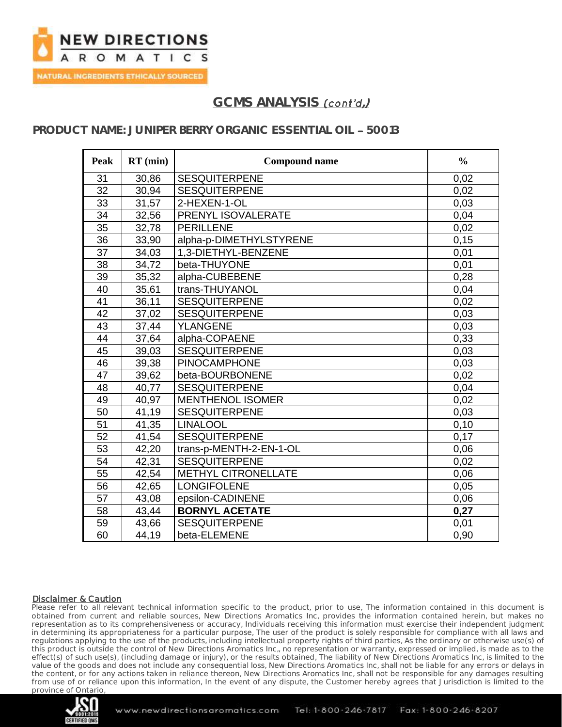## GCMS ANALYSIS *(cont'd.)*

### PRODUCT NAME: JUNIPER BERRY ORGANIC ESSENTIAL OIL – 50013

| Peak | RT (min) | Compound name | % |
|---|---|---|---|
| 31 | 30,86 | SESQUITERPENE | 0,02 |
| 32 | 30,94 | SESQUITERPENE | 0,02 |
| 33 | 31,57 | 2-HEXEN-1-OL | 0,03 |
| 34 | 32,56 | PRENYL ISOVALERATE | 0,04 |
| 35 | 32,78 | PERILLENE | 0,02 |
| 36 | 33,90 | alpha-p-DIMETHYLSTYRENE | 0,15 |
| 37 | 34,03 | 1,3-DIETHYL-BENZENE | 0,01 |
| 38 | 34,72 | beta-THUYONE | 0,01 |
| 39 | 35,32 | alpha-CUBEBENE | 0,28 |
| 40 | 35,61 | trans-THUYANOL | 0,04 |
| 41 | 36,11 | SESQUITERPENE | 0,02 |
| 42 | 37,02 | SESQUITERPENE | 0,03 |
| 43 | 37,44 | YLANGENE | 0,03 |
| 44 | 37,64 | alpha-COPAENE | 0,33 |
| 45 | 39,03 | SESQUITERPENE | 0,03 |
| 46 | 39,38 | PINOCAMPHONE | 0,03 |
| 47 | 39,62 | beta-BOURBONENE | 0,02 |
| 48 | 40,77 | SESQUITERPENE | 0,04 |
| 49 | 40,97 | MENTHENOL ISOMER | 0,02 |
| 50 | 41,19 | SESQUITERPENE | 0,03 |
| 51 | 41,35 | LINALOOL | 0,10 |
| 52 | 41,54 | SESQUITERPENE | 0,17 |
| 53 | 42,20 | trans-p-MENTH-2-EN-1-OL | 0,06 |
| 54 | 42,31 | SESQUITERPENE | 0,02 |
| 55 | 42,54 | METHYL CITRONELLATE | 0,06 |
| 56 | 42,65 | LONGIFOLENE | 0,05 |
| 57 | 43,08 | epsilon-CADINENE | 0,06 |
| 58 | 43,44 | **BORNYL ACETATE** | **0,27** |
| 59 | 43,66 | SESQUITERPENE | 0,01 |
| 60 | 44,19 | beta-ELEMENE | 0,90 |

**Disclaimer & Caution**

Please refer to all relevant technical information specific to the product, prior to use, The information contained in this document is obtained from current and reliable sources, New Directions Aromatics Inc, provides the information contained herein, but makes no representation as to its comprehensiveness or accuracy, Individuals receiving this information must exercise their independent judgment in determining its appropriateness for a particular purpose, The user of the product is solely responsible for compliance with all laws and regulations applying to the use of the products, including intellectual property rights of third parties, As the ordinary or otherwise use(s) of this product is outside the control of New Directions Aromatics Inc,, no representation or warranty, expressed or implied, is made as to the effect(s) of such use(s), (including damage or injury), or the results obtained, The liability of New Directions Aromatics Inc, is limited to the value of the goods and does not include any consequential loss, New Directions Aromatics Inc, shall not be liable for any errors or delays in the content, or for any actions taken in reliance thereon, New Directions Aromatics Inc, shall not be responsible for any damages resulting from use of or reliance upon this information, In the event of any dispute, the Customer hereby agrees that Jurisdiction is limited to the province of Ontario,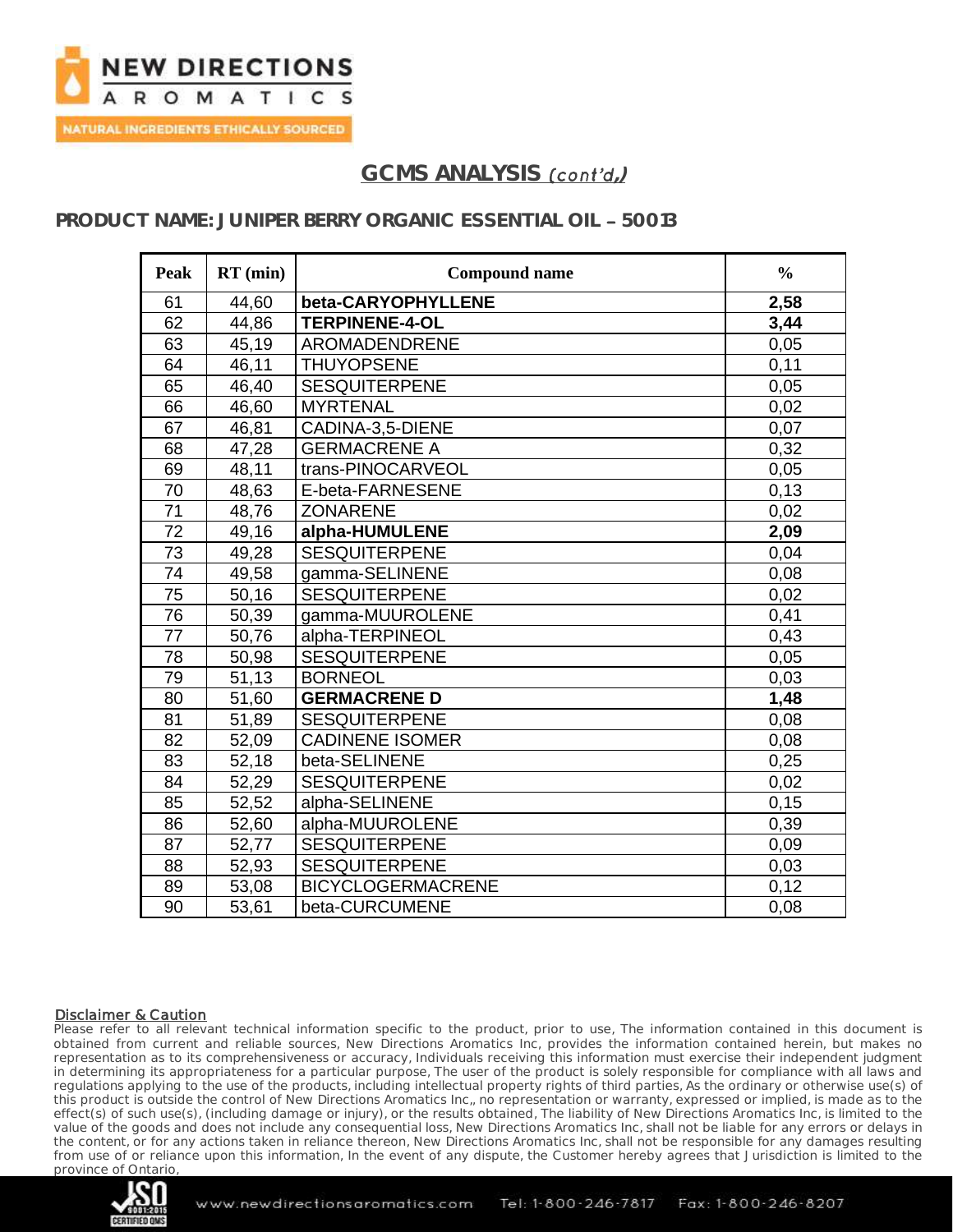## GCMS ANALYSIS *(cont'd,)*

### PRODUCT NAME: JUNIPER BERRY ORGANIC ESSENTIAL OIL – 50013

| Peak | RT (min) | Compound name | % |
|---|---|---|---|
| 61 | 44,60 | **beta-CARYOPHYLLENE** | **2,58** |
| 62 | 44,86 | **TERPINENE-4-OL** | **3,44** |
| 63 | 45,19 | AROMADENDRENE | 0,05 |
| 64 | 46,11 | THUYOPSENE | 0,11 |
| 65 | 46,40 | SESQUITERPENE | 0,05 |
| 66 | 46,60 | MYRTENAL | 0,02 |
| 67 | 46,81 | CADINA-3,5-DIENE | 0,07 |
| 68 | 47,28 | GERMACRENE A | 0,32 |
| 69 | 48,11 | trans-PINOCARVEOL | 0,05 |
| 70 | 48,63 | E-beta-FARNESENE | 0,13 |
| 71 | 48,76 | ZONARENE | 0,02 |
| 72 | 49,16 | **alpha-HUMULENE** | **2,09** |
| 73 | 49,28 | SESQUITERPENE | 0,04 |
| 74 | 49,58 | gamma-SELINENE | 0,08 |
| 75 | 50,16 | SESQUITERPENE | 0,02 |
| 76 | 50,39 | gamma-MUUROLENE | 0,41 |
| 77 | 50,76 | alpha-TERPINEOL | 0,43 |
| 78 | 50,98 | SESQUITERPENE | 0,05 |
| 79 | 51,13 | BORNEOL | 0,03 |
| 80 | 51,60 | **GERMACRENE D** | **1,48** |
| 81 | 51,89 | SESQUITERPENE | 0,08 |
| 82 | 52,09 | CADINENE ISOMER | 0,08 |
| 83 | 52,18 | beta-SELINENE | 0,25 |
| 84 | 52,29 | SESQUITERPENE | 0,02 |
| 85 | 52,52 | alpha-SELINENE | 0,15 |
| 86 | 52,60 | alpha-MUUROLENE | 0,39 |
| 87 | 52,77 | SESQUITERPENE | 0,09 |
| 88 | 52,93 | SESQUITERPENE | 0,03 |
| 89 | 53,08 | BICYCLOGERMACRENE | 0,12 |
| 90 | 53,61 | beta-CURCUMENE | 0,08 |

**Disclaimer & Caution**

Please refer to all relevant technical information specific to the product, prior to use, The information contained in this document is obtained from current and reliable sources, New Directions Aromatics Inc, provides the information contained herein, but makes no representation as to its comprehensiveness or accuracy, Individuals receiving this information must exercise their independent judgment in determining its appropriateness for a particular purpose, The user of the product is solely responsible for compliance with all laws and regulations applying to the use of the products, including intellectual property rights of third parties, As the ordinary or otherwise use(s) of this product is outside the control of New Directions Aromatics Inc,, no representation or warranty, expressed or implied, is made as to the effect(s) of such use(s), (including damage or injury), or the results obtained, The liability of New Directions Aromatics Inc, is limited to the value of the goods and does not include any consequential loss, New Directions Aromatics Inc, shall not be liable for any errors or delays in the content, or for any actions taken in reliance thereon, New Directions Aromatics Inc, shall not be responsible for any damages resulting from use of or reliance upon this information, In the event of any dispute, the Customer hereby agrees that Jurisdiction is limited to the province of Ontario,

www.newdirectionsaromatics.com Tel: 1-800-246-7817 Fax: 1-800-246-8207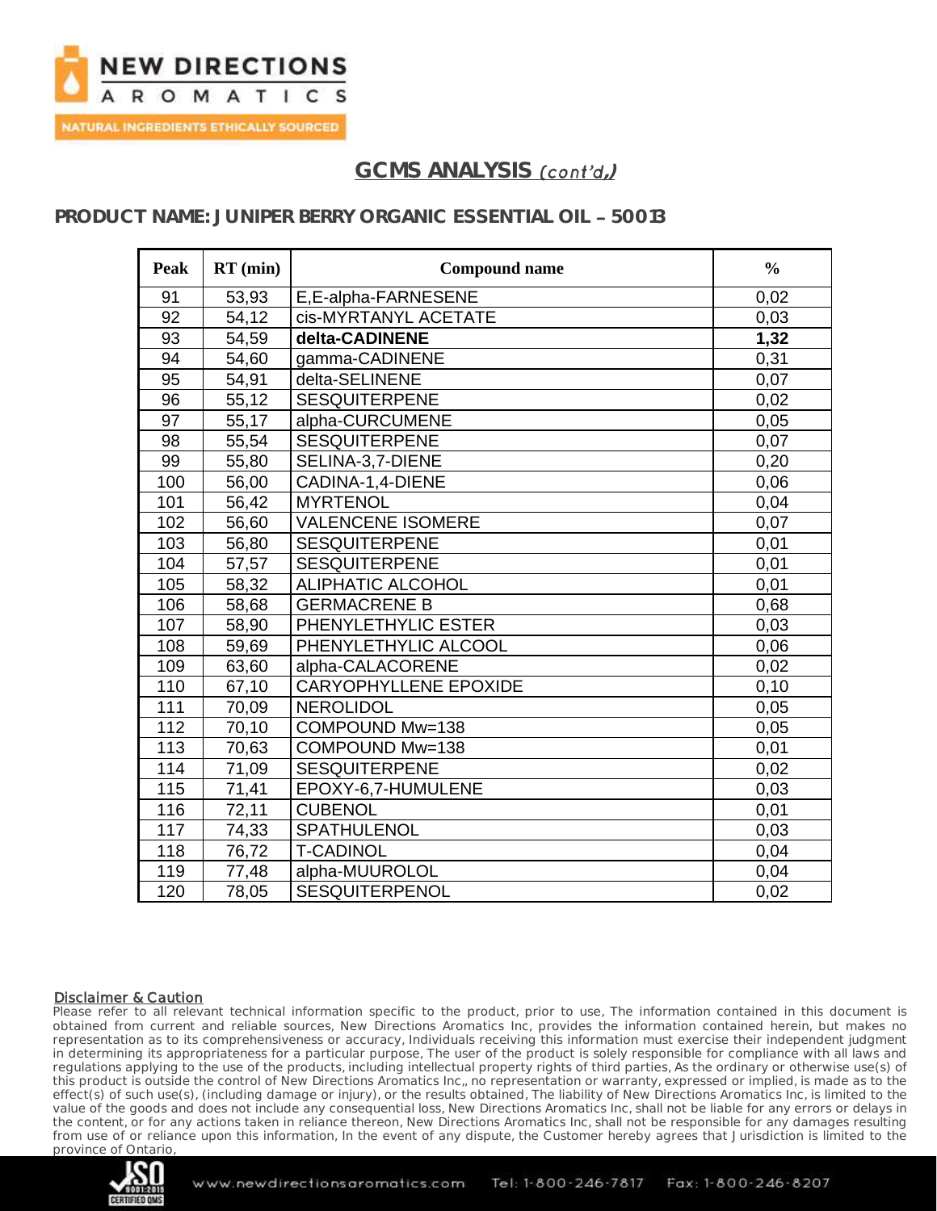## GCMS ANALYSIS *(cont'd.)*

### PRODUCT NAME: JUNIPER BERRY ORGANIC ESSENTIAL OIL – 50013

| Peak | RT (min) | Compound name | % |
|---|---|---|---|
| 91 | 53,93 | E,E-alpha-FARNESENE | 0,02 |
| 92 | 54,12 | cis-MYRTANYL ACETATE | 0,03 |
| 93 | 54,59 | **delta-CADINENE** | **1,32** |
| 94 | 54,60 | gamma-CADINENE | 0,31 |
| 95 | 54,91 | delta-SELINENE | 0,07 |
| 96 | 55,12 | SESQUITERPENE | 0,02 |
| 97 | 55,17 | alpha-CURCUMENE | 0,05 |
| 98 | 55,54 | SESQUITERPENE | 0,07 |
| 99 | 55,80 | SELINA-3,7-DIENE | 0,20 |
| 100 | 56,00 | CADINA-1,4-DIENE | 0,06 |
| 101 | 56,42 | MYRTENOL | 0,04 |
| 102 | 56,60 | VALENCENE ISOMERE | 0,07 |
| 103 | 56,80 | SESQUITERPENE | 0,01 |
| 104 | 57,57 | SESQUITERPENE | 0,01 |
| 105 | 58,32 | ALIPHATIC ALCOHOL | 0,01 |
| 106 | 58,68 | GERMACRENE B | 0,68 |
| 107 | 58,90 | PHENYLETHYLIC ESTER | 0,03 |
| 108 | 59,69 | PHENYLETHYLIC ALCOOL | 0,06 |
| 109 | 63,60 | alpha-CALACORENE | 0,02 |
| 110 | 67,10 | CARYOPHYLLENE EPOXIDE | 0,10 |
| 111 | 70,09 | NEROLIDOL | 0,05 |
| 112 | 70,10 | COMPOUND Mw=138 | 0,05 |
| 113 | 70,63 | COMPOUND Mw=138 | 0,01 |
| 114 | 71,09 | SESQUITERPENE | 0,02 |
| 115 | 71,41 | EPOXY-6,7-HUMULENE | 0,03 |
| 116 | 72,11 | CUBENOL | 0,01 |
| 117 | 74,33 | SPATHULENOL | 0,03 |
| 118 | 76,72 | T-CADINOL | 0,04 |
| 119 | 77,48 | alpha-MUUROLOL | 0,04 |
| 120 | 78,05 | SESQUITERPENOL | 0,02 |

**Disclaimer & Caution**

Please refer to all relevant technical information specific to the product, prior to use, The information contained in this document is obtained from current and reliable sources, New Directions Aromatics Inc, provides the information contained herein, but makes no representation as to its comprehensiveness or accuracy, Individuals receiving this information must exercise their independent judgment in determining its appropriateness for a particular purpose, The user of the product is solely responsible for compliance with all laws and regulations applying to the use of the products, including intellectual property rights of third parties, As the ordinary or otherwise use(s) of this product is outside the control of New Directions Aromatics Inc,, no representation or warranty, expressed or implied, is made as to the effect(s) of such use(s), (including damage or injury), or the results obtained, The liability of New Directions Aromatics Inc, is limited to the value of the goods and does not include any consequential loss, New Directions Aromatics Inc, shall not be liable for any errors or delays in the content, or for any actions taken in reliance thereon, New Directions Aromatics Inc, shall not be responsible for any damages resulting from use of or reliance upon this information, In the event of any dispute, the Customer hereby agrees that Jurisdiction is limited to the province of Ontario,

www.newdirectionsaromatics.com Tel: 1-800-246-7817 Fax: 1-800-246-8207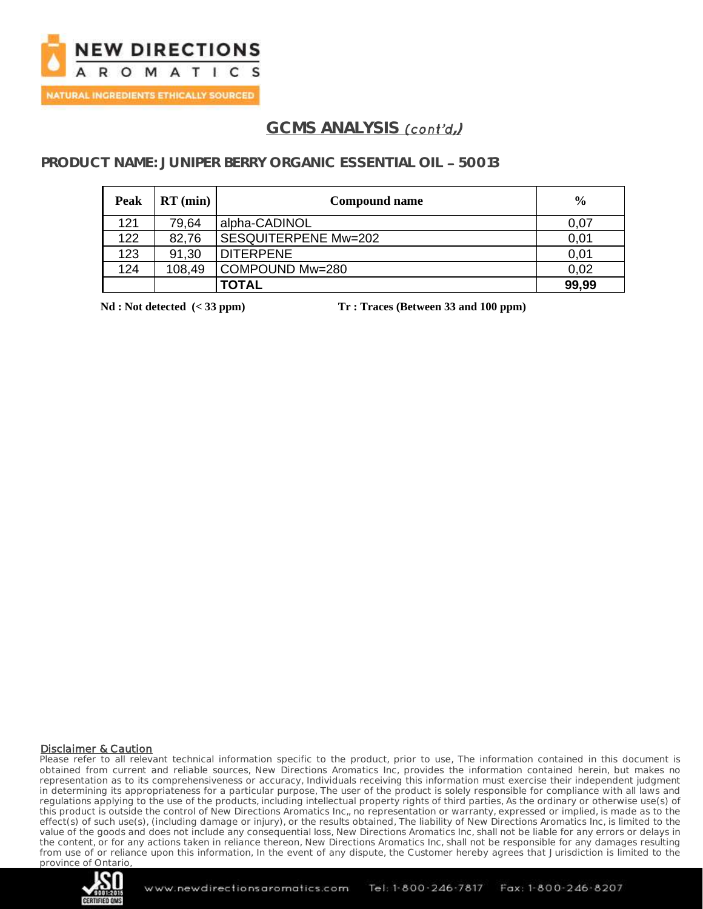## GCMS ANALYSIS *(cont'd.)*

### PRODUCT NAME: JUNIPER BERRY ORGANIC ESSENTIAL OIL – 50013

| Peak | RT (min) | Compound name | % |
|---|---|---|---|
| 121 | 79,64 | alpha-CADINOL | 0,07 |
| 122 | 82,76 | SESQUITERPENE Mw=202 | 0,01 |
| 123 | 91,30 | DITERPENE | 0,01 |
| 124 | 108,49 | COMPOUND Mw=280 | 0,02 |
| | | **TOTAL** | **99,99** |

**Nd : Not detected (< 33 ppm)** **Tr : Traces (Between 33 and 100 ppm)**

**Disclaimer & Caution**

Please refer to all relevant technical information specific to the product, prior to use, The information contained in this document is obtained from current and reliable sources, New Directions Aromatics Inc, provides the information contained herein, but makes no representation as to its comprehensiveness or accuracy, Individuals receiving this information must exercise their independent judgment in determining its appropriateness for a particular purpose, The user of the product is solely responsible for compliance with all laws and regulations applying to the use of the products, including intellectual property rights of third parties, As the ordinary or otherwise use(s) of this product is outside the control of New Directions Aromatics Inc,, no representation or warranty, expressed or implied, is made as to the effect(s) of such use(s), (including damage or injury), or the results obtained, The liability of New Directions Aromatics Inc, is limited to the value of the goods and does not include any consequential loss, New Directions Aromatics Inc, shall not be liable for any errors or delays in the content, or for any actions taken in reliance thereon, New Directions Aromatics Inc, shall not be responsible for any damages resulting from use of or reliance upon this information, In the event of any dispute, the Customer hereby agrees that Jurisdiction is limited to the province of Ontario,

www.newdirectionsaromatics.com Tel: 1-800-246-7817 Fax: 1-800-246-8207